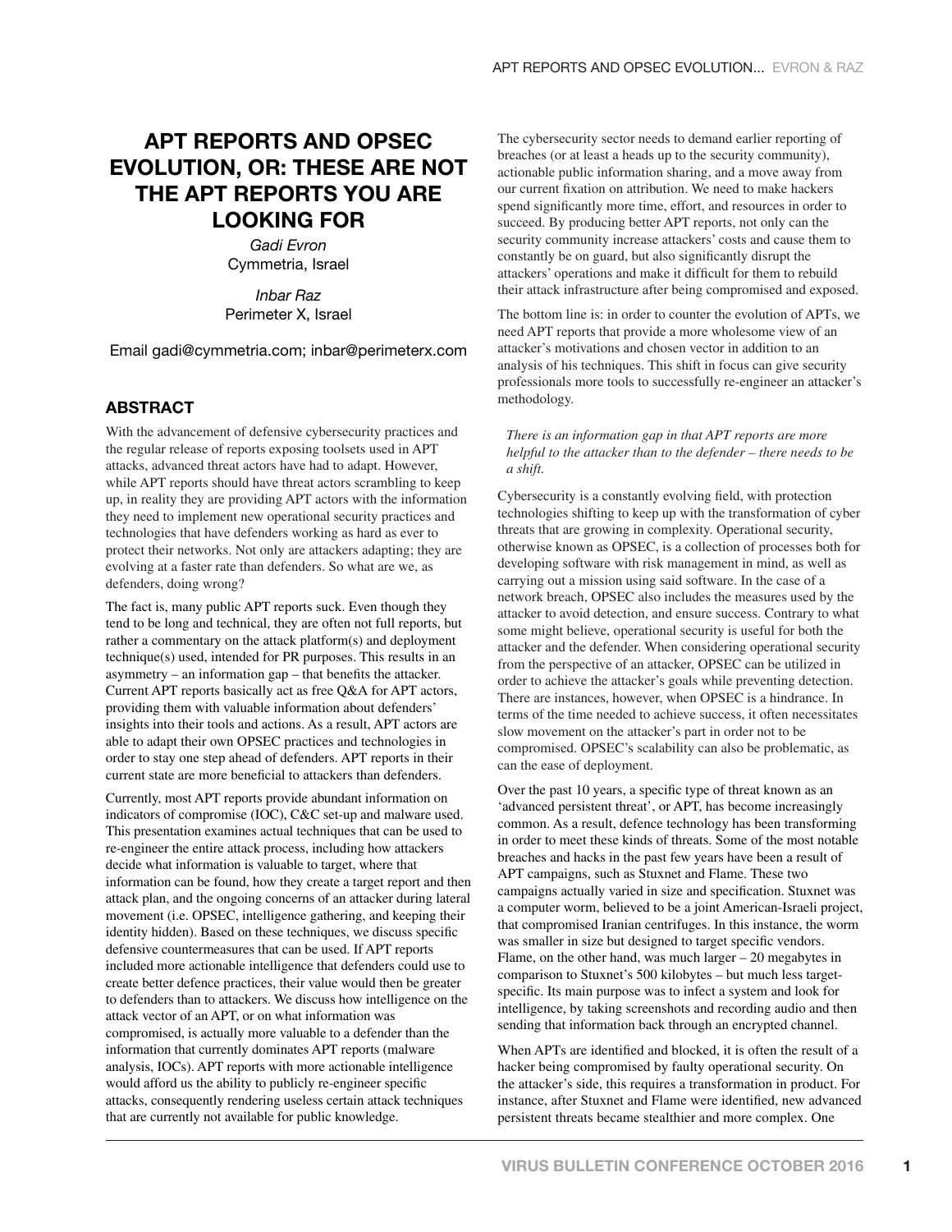# APT REPORTS AND OPSEC EVOLUTION, OR: THESE ARE NOT THE APT REPORTS YOU ARE LOOKING FOR

*Gadi Evron*
Cymmetria, Israel

*Inbar Raz*
Perimeter X, Israel

Email gadi@cymmetria.com; inbar@perimeterx.com

## ABSTRACT

With the advancement of defensive cybersecurity practices and the regular release of reports exposing toolsets used in APT attacks, advanced threat actors have had to adapt. However, while APT reports should have threat actors scrambling to keep up, in reality they are providing APT actors with the information they need to implement new operational security practices and technologies that have defenders working as hard as ever to protect their networks. Not only are attackers adapting; they are evolving at a faster rate than defenders. So what are we, as defenders, doing wrong?

The fact is, many public APT reports suck. Even though they tend to be long and technical, they are often not full reports, but rather a commentary on the attack platform(s) and deployment technique(s) used, intended for PR purposes. This results in an asymmetry – an information gap – that benefits the attacker. Current APT reports basically act as free Q&A for APT actors, providing them with valuable information about defenders' insights into their tools and actions. As a result, APT actors are able to adapt their own OPSEC practices and technologies in order to stay one step ahead of defenders. APT reports in their current state are more beneficial to attackers than defenders.

Currently, most APT reports provide abundant information on indicators of compromise (IOC), C&C set-up and malware used. This presentation examines actual techniques that can be used to re-engineer the entire attack process, including how attackers decide what information is valuable to target, where that information can be found, how they create a target report and then attack plan, and the ongoing concerns of an attacker during lateral movement (i.e. OPSEC, intelligence gathering, and keeping their identity hidden). Based on these techniques, we discuss specific defensive countermeasures that can be used. If APT reports included more actionable intelligence that defenders could use to create better defence practices, their value would then be greater to defenders than to attackers. We discuss how intelligence on the attack vector of an APT, or on what information was compromised, is actually more valuable to a defender than the information that currently dominates APT reports (malware analysis, IOCs). APT reports with more actionable intelligence would afford us the ability to publicly re-engineer specific attacks, consequently rendering useless certain attack techniques that are currently not available for public knowledge.

The cybersecurity sector needs to demand earlier reporting of breaches (or at least a heads up to the security community), actionable public information sharing, and a move away from our current fixation on attribution. We need to make hackers spend significantly more time, effort, and resources in order to succeed. By producing better APT reports, not only can the security community increase attackers' costs and cause them to constantly be on guard, but also significantly disrupt the attackers' operations and make it difficult for them to rebuild their attack infrastructure after being compromised and exposed.

The bottom line is: in order to counter the evolution of APTs, we need APT reports that provide a more wholesome view of an attacker's motivations and chosen vector in addition to an analysis of his techniques. This shift in focus can give security professionals more tools to successfully re-engineer an attacker's methodology.

> *There is an information gap in that APT reports are more helpful to the attacker than to the defender – there needs to be a shift.*

Cybersecurity is a constantly evolving field, with protection technologies shifting to keep up with the transformation of cyber threats that are growing in complexity. Operational security, otherwise known as OPSEC, is a collection of processes both for developing software with risk management in mind, as well as carrying out a mission using said software. In the case of a network breach, OPSEC also includes the measures used by the attacker to avoid detection, and ensure success. Contrary to what some might believe, operational security is useful for both the attacker and the defender. When considering operational security from the perspective of an attacker, OPSEC can be utilized in order to achieve the attacker's goals while preventing detection. There are instances, however, when OPSEC is a hindrance. In terms of the time needed to achieve success, it often necessitates slow movement on the attacker's part in order not to be compromised. OPSEC's scalability can also be problematic, as can the ease of deployment.

Over the past 10 years, a specific type of threat known as an 'advanced persistent threat', or APT, has become increasingly common. As a result, defence technology has been transforming in order to meet these kinds of threats. Some of the most notable breaches and hacks in the past few years have been a result of APT campaigns, such as Stuxnet and Flame. These two campaigns actually varied in size and specification. Stuxnet was a computer worm, believed to be a joint American-Israeli project, that compromised Iranian centrifuges. In this instance, the worm was smaller in size but designed to target specific vendors. Flame, on the other hand, was much larger – 20 megabytes in comparison to Stuxnet's 500 kilobytes – but much less target-specific. Its main purpose was to infect a system and look for intelligence, by taking screenshots and recording audio and then sending that information back through an encrypted channel.

When APTs are identified and blocked, it is often the result of a hacker being compromised by faulty operational security. On the attacker's side, this requires a transformation in product. For instance, after Stuxnet and Flame were identified, new advanced persistent threats became stealthier and more complex. One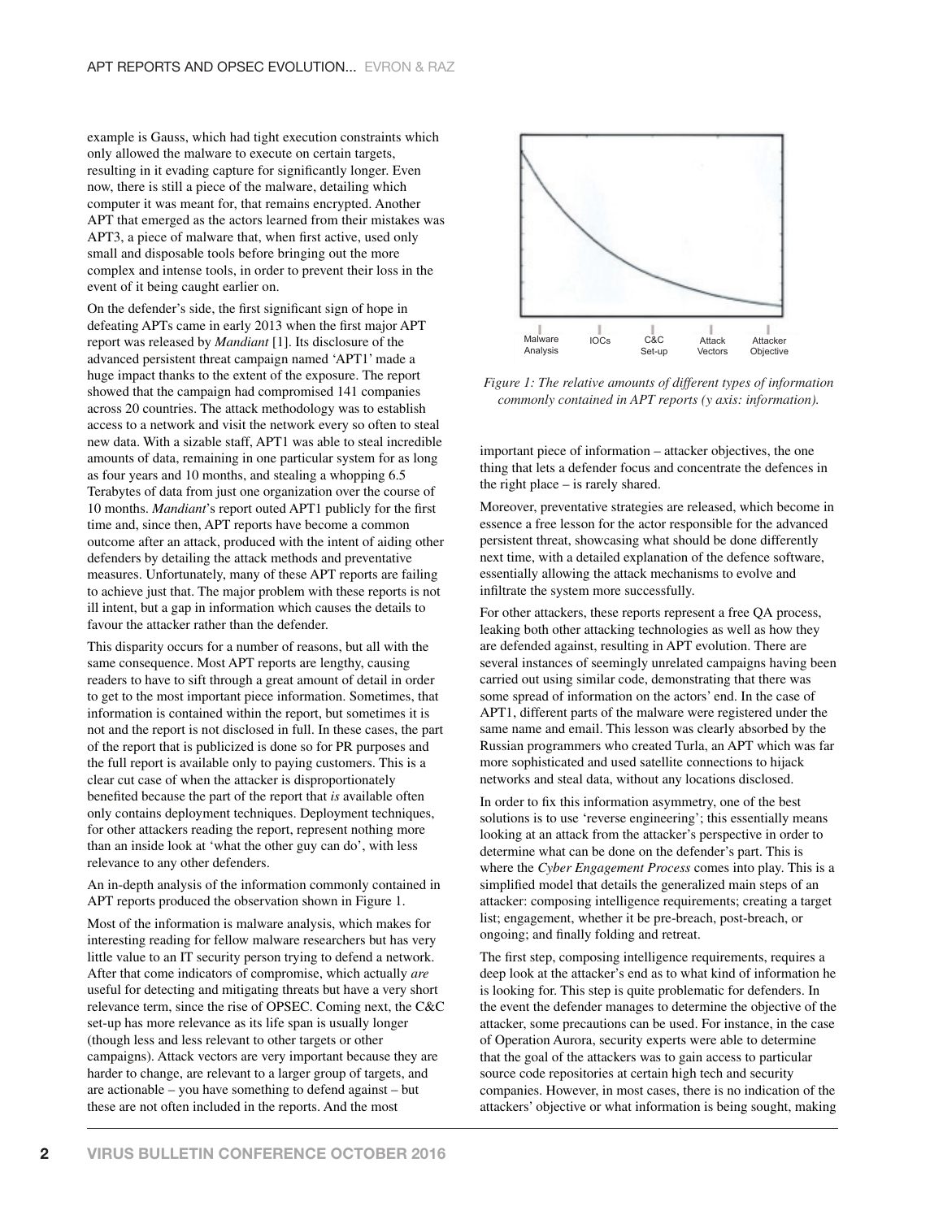example is Gauss, which had tight execution constraints which only allowed the malware to execute on certain targets, resulting in it evading capture for significantly longer. Even now, there is still a piece of the malware, detailing which computer it was meant for, that remains encrypted. Another APT that emerged as the actors learned from their mistakes was APT3, a piece of malware that, when first active, used only small and disposable tools before bringing out the more complex and intense tools, in order to prevent their loss in the event of it being caught earlier on.

On the defender's side, the first significant sign of hope in defeating APTs came in early 2013 when the first major APT report was released by *Mandiant* [1]. Its disclosure of the advanced persistent threat campaign named 'APT1' made a huge impact thanks to the extent of the exposure. The report showed that the campaign had compromised 141 companies across 20 countries. The attack methodology was to establish access to a network and visit the network every so often to steal new data. With a sizable staff, APT1 was able to steal incredible amounts of data, remaining in one particular system for as long as four years and 10 months, and stealing a whopping 6.5 Terabytes of data from just one organization over the course of 10 months. *Mandiant*'s report outed APT1 publicly for the first time and, since then, APT reports have become a common outcome after an attack, produced with the intent of aiding other defenders by detailing the attack methods and preventative measures. Unfortunately, many of these APT reports are failing to achieve just that. The major problem with these reports is not ill intent, but a gap in information which causes the details to favour the attacker rather than the defender.

This disparity occurs for a number of reasons, but all with the same consequence. Most APT reports are lengthy, causing readers to have to sift through a great amount of detail in order to get to the most important piece information. Sometimes, that information is contained within the report, but sometimes it is not and the report is not disclosed in full. In these cases, the part of the report that is publicized is done so for PR purposes and the full report is available only to paying customers. This is a clear cut case of when the attacker is disproportionately benefited because the part of the report that *is* available often only contains deployment techniques. Deployment techniques, for other attackers reading the report, represent nothing more than an inside look at 'what the other guy can do', with less relevance to any other defenders.

An in-depth analysis of the information commonly contained in APT reports produced the observation shown in Figure 1.

Most of the information is malware analysis, which makes for interesting reading for fellow malware researchers but has very little value to an IT security person trying to defend a network. After that come indicators of compromise, which actually *are* useful for detecting and mitigating threats but have a very short relevance term, since the rise of OPSEC. Coming next, the C&C set-up has more relevance as its life span is usually longer (though less and less relevant to other targets or other campaigns). Attack vectors are very important because they are harder to change, are relevant to a larger group of targets, and are actionable – you have something to defend against – but these are not often included in the reports. And the most important piece of information – attacker objectives, the one thing that lets a defender focus and concentrate the defences in the right place – is rarely shared.

*Figure 1: The relative amounts of different types of information commonly contained in APT reports (y axis: information).*

Moreover, preventative strategies are released, which become in essence a free lesson for the actor responsible for the advanced persistent threat, showcasing what should be done differently next time, with a detailed explanation of the defence software, essentially allowing the attack mechanisms to evolve and infiltrate the system more successfully.

For other attackers, these reports represent a free QA process, leaking both other attacking technologies as well as how they are defended against, resulting in APT evolution. There are several instances of seemingly unrelated campaigns having been carried out using similar code, demonstrating that there was some spread of information on the actors' end. In the case of APT1, different parts of the malware were registered under the same name and email. This lesson was clearly absorbed by the Russian programmers who created Turla, an APT which was far more sophisticated and used satellite connections to hijack networks and steal data, without any locations disclosed.

In order to fix this information asymmetry, one of the best solutions is to use 'reverse engineering'; this essentially means looking at an attack from the attacker's perspective in order to determine what can be done on the defender's part. This is where the *Cyber Engagement Process* comes into play. This is a simplified model that details the generalized main steps of an attacker: composing intelligence requirements; creating a target list; engagement, whether it be pre-breach, post-breach, or ongoing; and finally folding and retreat.

The first step, composing intelligence requirements, requires a deep look at the attacker's end as to what kind of information he is looking for. This step is quite problematic for defenders. In the event the defender manages to determine the objective of the attacker, some precautions can be used. For instance, in the case of Operation Aurora, security experts were able to determine that the goal of the attackers was to gain access to particular source code repositories at certain high tech and security companies. However, in most cases, there is no indication of the attackers' objective or what information is being sought, making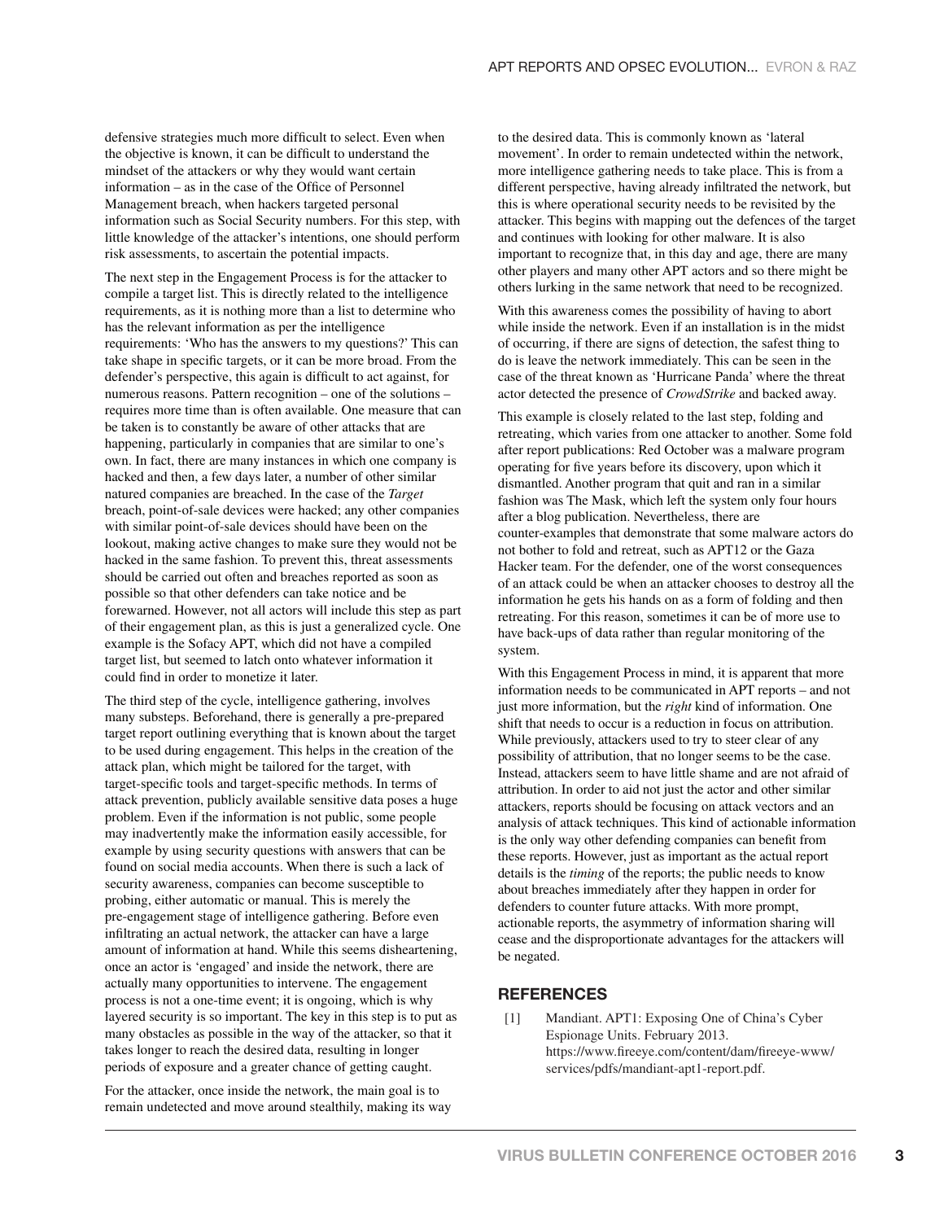defensive strategies much more difficult to select. Even when the objective is known, it can be difficult to understand the mindset of the attackers or why they would want certain information – as in the case of the Office of Personnel Management breach, when hackers targeted personal information such as Social Security numbers. For this step, with little knowledge of the attacker's intentions, one should perform risk assessments, to ascertain the potential impacts.

The next step in the Engagement Process is for the attacker to compile a target list. This is directly related to the intelligence requirements, as it is nothing more than a list to determine who has the relevant information as per the intelligence requirements: 'Who has the answers to my questions?' This can take shape in specific targets, or it can be more broad. From the defender's perspective, this again is difficult to act against, for numerous reasons. Pattern recognition – one of the solutions – requires more time than is often available. One measure that can be taken is to constantly be aware of other attacks that are happening, particularly in companies that are similar to one's own. In fact, there are many instances in which one company is hacked and then, a few days later, a number of other similar natured companies are breached. In the case of the *Target* breach, point-of-sale devices were hacked; any other companies with similar point-of-sale devices should have been on the lookout, making active changes to make sure they would not be hacked in the same fashion. To prevent this, threat assessments should be carried out often and breaches reported as soon as possible so that other defenders can take notice and be forewarned. However, not all actors will include this step as part of their engagement plan, as this is just a generalized cycle. One example is the Sofacy APT, which did not have a compiled target list, but seemed to latch onto whatever information it could find in order to monetize it later.

The third step of the cycle, intelligence gathering, involves many substeps. Beforehand, there is generally a pre-prepared target report outlining everything that is known about the target to be used during engagement. This helps in the creation of the attack plan, which might be tailored for the target, with target-specific tools and target-specific methods. In terms of attack prevention, publicly available sensitive data poses a huge problem. Even if the information is not public, some people may inadvertently make the information easily accessible, for example by using security questions with answers that can be found on social media accounts. When there is such a lack of security awareness, companies can become susceptible to probing, either automatic or manual. This is merely the pre-engagement stage of intelligence gathering. Before even infiltrating an actual network, the attacker can have a large amount of information at hand. While this seems disheartening, once an actor is 'engaged' and inside the network, there are actually many opportunities to intervene. The engagement process is not a one-time event; it is ongoing, which is why layered security is so important. The key in this step is to put as many obstacles as possible in the way of the attacker, so that it takes longer to reach the desired data, resulting in longer periods of exposure and a greater chance of getting caught.

For the attacker, once inside the network, the main goal is to remain undetected and move around stealthily, making its way to the desired data. This is commonly known as 'lateral movement'. In order to remain undetected within the network, more intelligence gathering needs to take place. This is from a different perspective, having already infiltrated the network, but this is where operational security needs to be revisited by the attacker. This begins with mapping out the defences of the target and continues with looking for other malware. It is also important to recognize that, in this day and age, there are many other players and many other APT actors and so there might be others lurking in the same network that need to be recognized.

With this awareness comes the possibility of having to abort while inside the network. Even if an installation is in the midst of occurring, if there are signs of detection, the safest thing to do is leave the network immediately. This can be seen in the case of the threat known as 'Hurricane Panda' where the threat actor detected the presence of *CrowdStrike* and backed away.

This example is closely related to the last step, folding and retreating, which varies from one attacker to another. Some fold after report publications: Red October was a malware program operating for five years before its discovery, upon which it dismantled. Another program that quit and ran in a similar fashion was The Mask, which left the system only four hours after a blog publication. Nevertheless, there are counter-examples that demonstrate that some malware actors do not bother to fold and retreat, such as APT12 or the Gaza Hacker team. For the defender, one of the worst consequences of an attack could be when an attacker chooses to destroy all the information he gets his hands on as a form of folding and then retreating. For this reason, sometimes it can be of more use to have back-ups of data rather than regular monitoring of the system.

With this Engagement Process in mind, it is apparent that more information needs to be communicated in APT reports – and not just more information, but the *right* kind of information. One shift that needs to occur is a reduction in focus on attribution. While previously, attackers used to try to steer clear of any possibility of attribution, that no longer seems to be the case. Instead, attackers seem to have little shame and are not afraid of attribution. In order to aid not just the actor and other similar attackers, reports should be focusing on attack vectors and an analysis of attack techniques. This kind of actionable information is the only way other defending companies can benefit from these reports. However, just as important as the actual report details is the *timing* of the reports; the public needs to know about breaches immediately after they happen in order for defenders to counter future attacks. With more prompt, actionable reports, the asymmetry of information sharing will cease and the disproportionate advantages for the attackers will be negated.

## REFERENCES

[1] Mandiant. APT1: Exposing One of China's Cyber Espionage Units. February 2013. https://www.fireeye.com/content/dam/fireeye-www/services/pdfs/mandiant-apt1-report.pdf.